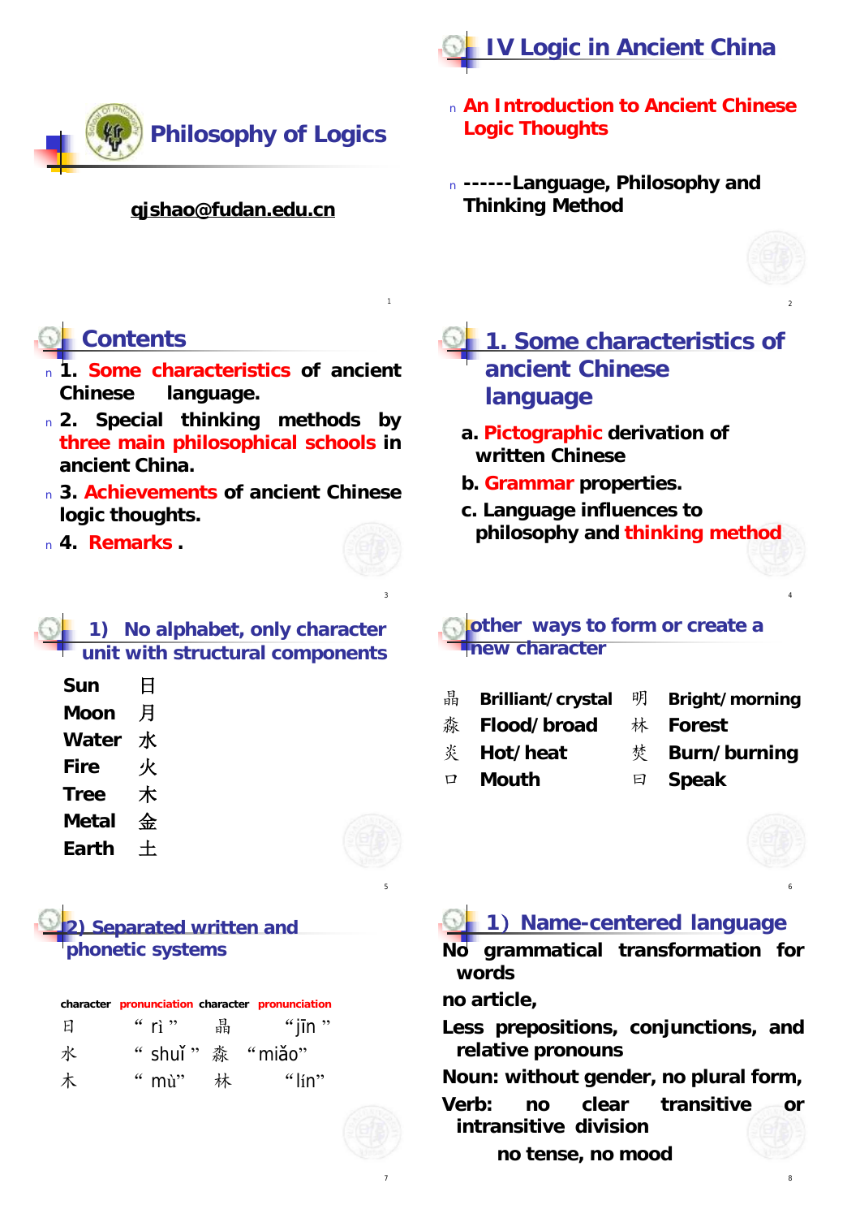# Philosophy of Logics

qjshao@fudan.edu.cn

# IV Logic in Ancient China

- **An Introduction to Ancient Chinese Logic Thoughts**
- **------Language, Philosophy and Thinking Method**

## Contents

- **1. Some characteristics of ancient Chinese language.**
- **2. Special thinking methods by three main philosophical schools in ancient China.**
- **3. Achievements of ancient Chinese logic thoughts.**
- **4. Remarks .**

## 1. Some characteristics of ancient Chinese language

**a. Pictographic derivation of written Chinese**

**b. Grammar properties.**

**c. Language influences to philosophy and thinking method**

## 1) No alphabet, only character unit with structural components

| | |
|---|---|
| **Sun** | 日 |
| **Moon** | 月 |
| **Water** | 水 |
| **Fire** | 火 |
| **Tree** | 木 |
| **Metal** | 金 |
| **Earth** | 土 |

## other ways to form or create a new character

| | | | |
|---|---|---|---|
| 晶 | **Brilliant/crystal** | 明 | **Bright/morning** |
| 淼 | **Flood/broad** | 林 | **Forest** |
| 炎 | **Hot/heat** | 焚 | **Burn/burning** |
| 口 | **Mouth** | 曰 | **Speak** |

## 2) Separated written and phonetic systems

| character | pronunciation | character | pronunciation |
|---|---|---|---|
| 日 | “rì” | 晶 | “jīn” |
| 水 | “shuǐ” | 淼 | “miǎo” |
| 木 | “mù” | 林 | “lín” |

## 1) Name-centered language

**No grammatical transformation for words**

**no article,**

**Less prepositions, conjunctions, and relative pronouns**

**Noun: without gender, no plural form,**

**Verb: no clear transitive or intransitive division**

**no tense, no mood**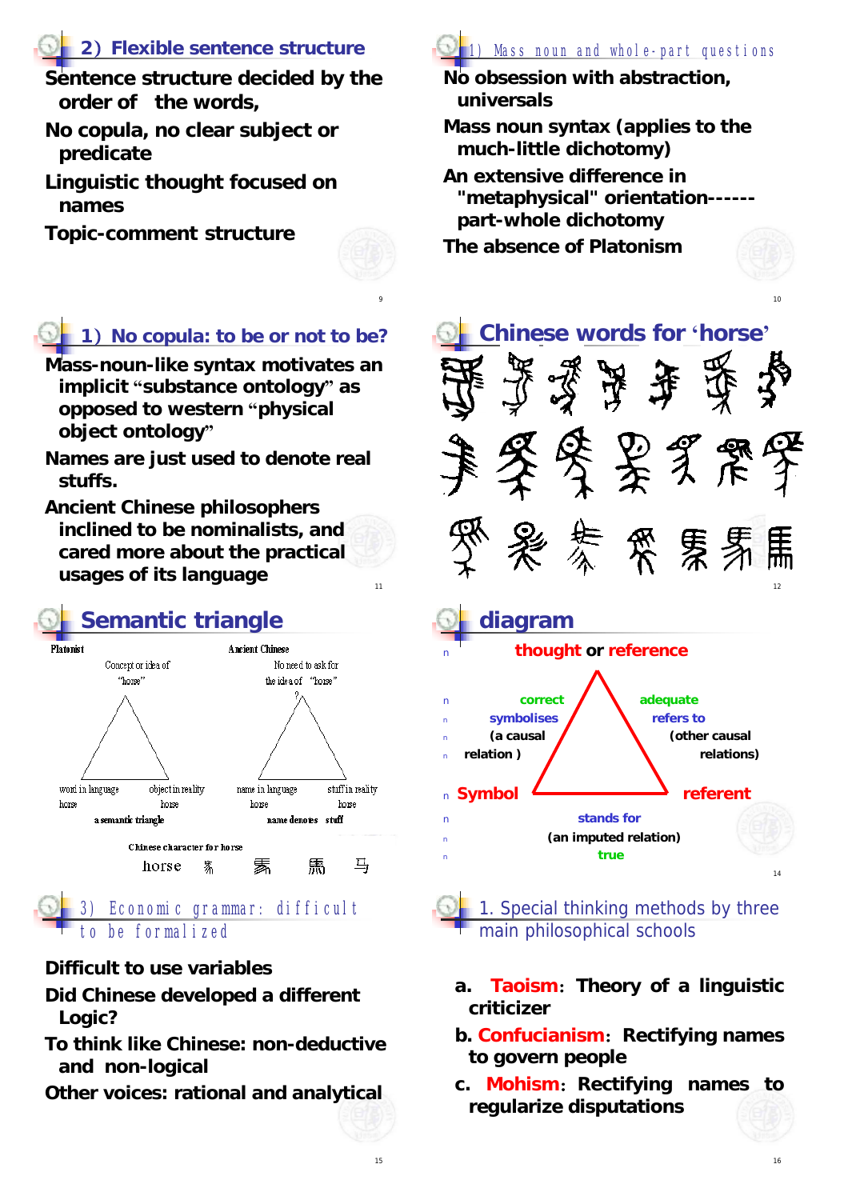## 2) Flexible sentence structure

- Sentence structure decided by the order of the words,
- No copula, no clear subject or predicate
- Linguistic thought focused on names
- Topic-comment structure

## 1) Mass noun and whole-part questions

- No obsession with abstraction, universals
- Mass noun syntax (applies to the much-little dichotomy)
- An extensive difference in "metaphysical" orientation------ part-whole dichotomy
- The absence of Platonism

## 1) No copula: to be or not to be?

- Mass-noun-like syntax motivates an implicit "substance ontology" as opposed to western "physical object ontology"
- Names are just used to denote real stuffs.
- Ancient Chinese philosophers inclined to be nominalists, and cared more about the practical usages of its language

## Chinese words for 'horse'

## Semantic triangle

Platonist: Concept or idea of "horse"; word in language — horse; object in reality — horse; a semantic triangle

Ancient Chinese: No need to ask for the idea of "horse" ?; name in language — horse; stuff in reality — horse; name denotes stuff

Chinese character for horse: horse 馬 马

## diagram

- thought or reference
- correct symbolises (a causal relation)
- adequate refers to (other causal relations)
- Symbol
- referent
- stands for (an imputed relation) true

## 3) Economic grammar: difficult to be formalized

- Difficult to use variables
- Did Chinese developed a different Logic?
- To think like Chinese: non-deductive and non-logical
- Other voices: rational and analytical

## 1. Special thinking methods by three main philosophical schools

a. **Taoism**: Theory of a linguistic criticizer

b. **Confucianism**: Rectifying names to govern people

c. **Mohism**: Rectifying names to regularize disputations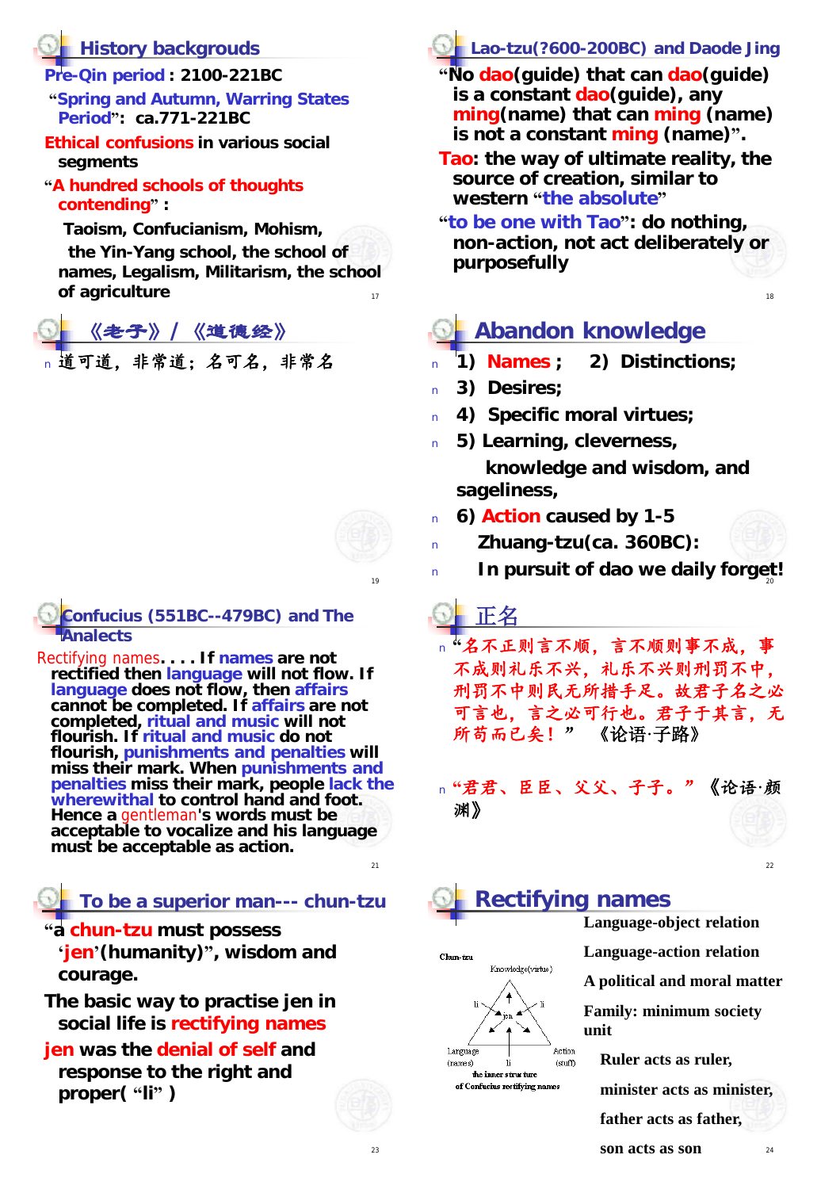## History backgrouds

Pre-Qin period : 2100-221BC

"Spring and Autumn, Warring States Period": ca.771-221BC

Ethical confusions in various social segments

"A hundred schools of thoughts contending" :

Taoism, Confucianism, Mohism, the Yin-Yang school, the school of names, Legalism, Militarism, the school of agriculture

## Lao-tzu(?600-200BC) and Daode Jing

"No dao(guide) that can dao(guide) is a constant dao(guide), any ming(name) that can ming (name) is not a constant ming (name)".

Tao: the way of ultimate reality, the source of creation, similar to western "the absolute"

"to be one with Tao": do nothing, non-action, not act deliberately or purposefully

## 《老子》/《道德经》

- 道可道，非常道；名可名，非常名

## Abandon knowledge

- 1) Names ; 2) Distinctions;
- 3) Desires;
- 4) Specific moral virtues;
- 5) Learning, cleverness, knowledge and wisdom, and sageliness,
- 6) Action caused by 1-5
- Zhuang-tzu(ca. 360BC):
- In pursuit of dao we daily forget!

## Confucius (551BC--479BC) and The Analects

Rectifying names. . . . If names are not rectified then language will not flow. If language does not flow, then affairs cannot be completed. If affairs are not completed, ritual and music will not flourish. If ritual and music do not flourish, punishments and penalties will miss their mark. When punishments and penalties miss their mark, people lack the wherewithal to control hand and foot. Hence a gentleman's words must be acceptable to vocalize and his language must be acceptable as action.

## 正名

- "名不正则言不顺，言不顺则事不成，事不成则礼乐不兴，礼乐不兴则刑罚不中，刑罚不中则民无所措手足。故君子名之必可言也，言之必可行也。君子于其言，无所苟而已矣！" 《论语·子路》
- "君君、臣臣、父父、子子。"《论语·颜渊》

## To be a superior man--- chun-tzu

"a chun-tzu must possess 'jen'(humanity)", wisdom and courage.

The basic way to practise jen in social life is rectifying names

jen was the denial of self and response to the right and proper( "li" )

## Rectifying names

Chun-tzu — Knowledge(virtue); li; jen; li; Language (names); li; Action (stuff)

the inner structure of Confucius rectifying names

Language-object relation

Language-action relation

A political and moral matter

Family: minimum society unit

Ruler acts as ruler,

minister acts as minister,

father acts as father,

son acts as son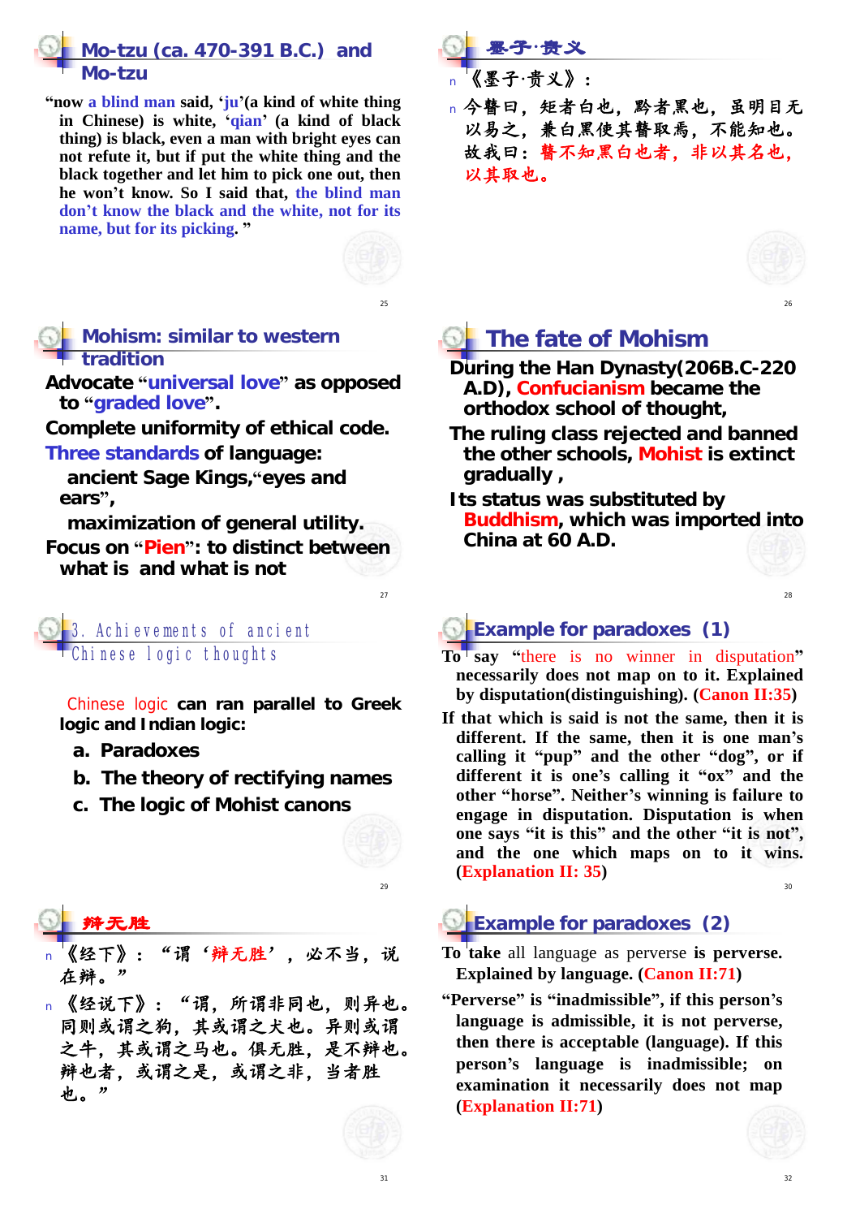## Mo-tzu (ca. 470-391 B.C.) and Mo-tzu

"now a blind man said, 'ju'(a kind of white thing in Chinese) is white, 'qian' (a kind of black thing) is black, even a man with bright eyes can not refute it, but if put the white thing and the black together and let him to pick one out, then he won't know. So I said that, the blind man don't know the black and the white, not for its name, but for its picking. "

## 墨子·贵义

- 《墨子·贵义》：
- 今瞽曰，矩者白也，黔者黑也，虽明目无以易之，兼白黑使其瞽取焉，不能知也。故我曰：瞽不知黑白也者，非以其名也，以其取也。

## Mohism: similar to western tradition

Advocate "universal love" as opposed to "graded love".

Complete uniformity of ethical code.

Three standards of language:

ancient Sage Kings,"eyes and ears",

maximization of general utility.

Focus on "Pien": to distinct between what is and what is not

## The fate of Mohism

During the Han Dynasty(206B.C-220 A.D), Confucianism became the orthodox school of thought,

The ruling class rejected and banned the other schools, Mohist is extinct gradually ,

Its status was substituted by Buddhism, which was imported into China at 60 A.D.

## 3. Achievements of ancient Chinese logic thoughts

Chinese logic can ran parallel to Greek logic and Indian logic:

a. Paradoxes

b. The theory of rectifying names

c. The logic of Mohist canons

## Example for paradoxes (1)

To say "there is no winner in disputation" necessarily does not map on to it. Explained by disputation(distinguishing). (Canon II:35)

If that which is said is not the same, then it is different. If the same, then it is one man's calling it "pup" and the other "dog", or if different it is one's calling it "ox" and the other "horse". Neither's winning is failure to engage in disputation. Disputation is when one says "it is this" and the other "it is not", and the one which maps on to it wins. (Explanation II: 35)

## 辩无胜

- 《经下》："谓'辩无胜'，必不当，说在辩。"
- 《经说下》："谓，所谓非同也，则异也。同则或谓之狗，其或谓之犬也。异则或谓之牛，其或谓之马也。俱无胜，是不辩也。辩也者，或谓之是，或谓之非，当者胜也。"

## Example for paradoxes (2)

To take all language as perverse is perverse. Explained by language. (Canon II:71)

"Perverse" is "inadmissible", if this person's language is admissible, it is not perverse, then there is acceptable (language). If this person's language is inadmissible; on examination it necessarily does not map (Explanation II:71)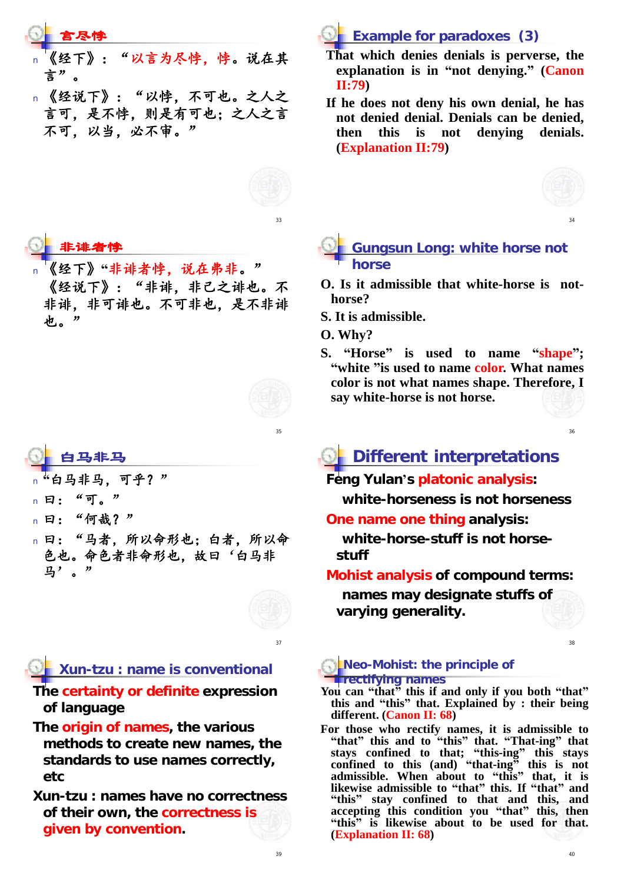## 言尽悖

- 《经下》：“以言为尽悖，悖。说在其言”。
- 《经说下》：“以悖，不可也。之人之言可，是不悖，则是有可也；之人之言不可，以当，必不审。”

## Example for paradoxes (3)

That which denies denials is perverse, the explanation is in “not denying.” (Canon II:79)

If he does not deny his own denial, he has not denied denial. Denials can be denied, then this is not denying denials. (Explanation II:79)

## 非诽者悖

- 《经下》“非诽者悖，说在弗非。”《经说下》：“非诽，非己之诽也。不非诽，非可诽也。不可非也，是不非诽也。”

## Gungsun Long: white horse not horse

O. Is it admissible that white-horse is not-horse?

S. It is admissible.

O. Why?

S. “Horse” is used to name “shape”; “white ”is used to name color. What names color is not what names shape. Therefore, I say white-horse is not horse.

## 白马非马

- “白马非马，可乎？”
- 曰：“可。”
- 曰：“何哉？”
- 曰：“马者，所以命形也；白者，所以命色也。命色者非命形也，故曰‘白马非马’。”

## Different interpretations

Feng Yulan’s platonic analysis:

white-horseness is not horseness

One name one thing analysis:

white-horse-stuff is not horse-stuff

Mohist analysis of compound terms:

names may designate stuffs of varying generality.

## Xun-tzu : name is conventional

The certainty or definite expression of language

The origin of names, the various methods to create new names, the standards to use names correctly, etc

Xun-tzu : names have no correctness of their own, the correctness is given by convention.

## Neo-Mohist: the principle of rectifying names

You can “that” this if and only if you both “that” this and “this” that. Explained by : their being different. (Canon II: 68)

For those who rectify names, it is admissible to “that” this and to “this” that. “That-ing” that stays confined to that; “this-ing” this stays confined to this (and) “that-ing” this is not admissible. When about to “this” that, it is likewise admissible to “that” this. If “that” and “this” stay confined to that and this, and accepting this condition you “that” this, then “this” is likewise about to be used for that. (Explanation II: 68)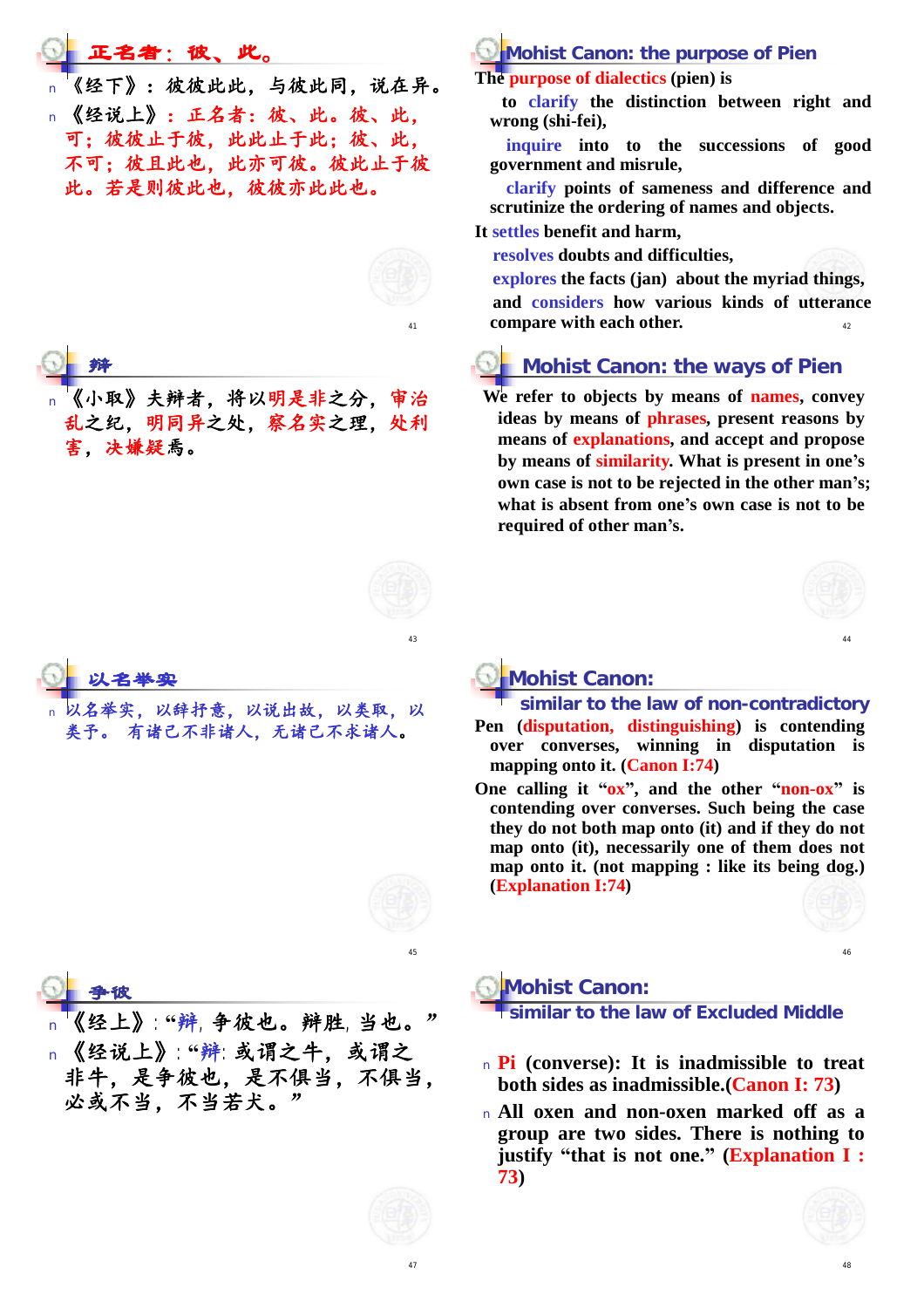## 正名者：彼、此。

- 《经下》：彼彼此此，与彼此同，说在异。
- 《经说上》：正名者：彼、此。彼、此，可；彼彼止于彼，此此止于此；彼、此，不可；彼且此也，此亦可彼。彼此止于彼此。若是则彼此也，彼彼亦此此也。

## Mohist Canon: the purpose of Pien

The purpose of dialectics (pien) is

to clarify the distinction between right and wrong (shi-fei),

inquire into to the successions of good government and misrule,

clarify points of sameness and difference and scrutinize the ordering of names and objects.

It settles benefit and harm,

resolves doubts and difficulties,

explores the facts (jan) about the myriad things,

and considers how various kinds of utterance compare with each other.

## 辩

- 《小取》夫辩者，将以明是非之分，审治乱之纪，明同异之处，察名实之理，处利害，决嫌疑焉。

## Mohist Canon: the ways of Pien

We refer to objects by means of names, convey ideas by means of phrases, present reasons by means of explanations, and accept and propose by means of similarity. What is present in one's own case is not to be rejected in the other man's; what is absent from one's own case is not to be required of other man's.

## 以名举实

- 以名举实，以辞抒意，以说出故，以类取，以类予。 有诸己不非诸人，无诸己不求诸人。

## Mohist Canon: similar to the law of non-contradictory

Pen (disputation, distinguishing) is contending over converses, winning in disputation is mapping onto it. (Canon I:74)

One calling it "ox", and the other "non-ox" is contending over converses. Such being the case they do not both map onto (it) and if they do not map onto (it), necessarily one of them does not map onto it. (not mapping : like its being dog.) (Explanation I:74)

## 争彼

- 《经上》："辩，争彼也。辩胜，当也。"
- 《经说上》："辩：或谓之牛，或谓之非牛，是争彼也，是不俱当，不俱当，必或不当，不当若犬。"

## Mohist Canon: similar to the law of Excluded Middle

- Pi (converse): It is inadmissible to treat both sides as inadmissible.(Canon I: 73)
- All oxen and non-oxen marked off as a group are two sides. There is nothing to justify "that is not one." (Explanation I : 73)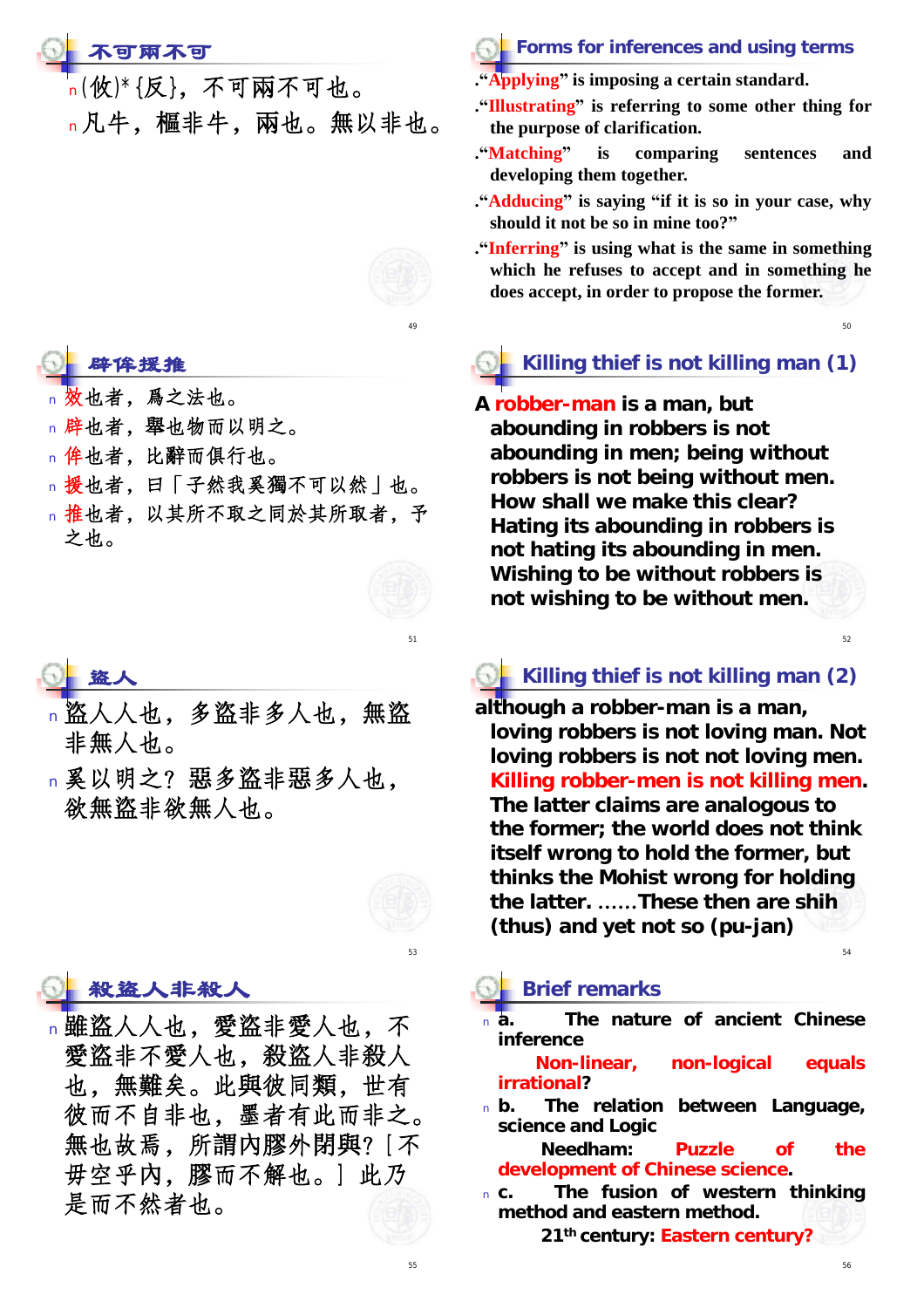## 不可兩不可

- (攸)*{反}，不可兩不可也。
- 凡牛，樞非牛，兩也。無以非也。

## Forms for inferences and using terms

- "Applying" is imposing a certain standard.
- "Illustrating" is referring to some other thing for the purpose of clarification.
- "Matching" is comparing sentences and developing them together.
- "Adducing" is saying "if it is so in your case, why should it not be so in mine too?"
- "Inferring" is using what is the same in something which he refuses to accept and in something he does accept, in order to propose the former.

## 辟侔援推

- 效也者，爲之法也。
- 辟也者，舉也物而以明之。
- 侔也者，比辭而俱行也。
- 援也者，曰「子然我奚獨不可以然」也。
- 推也者，以其所不取之同於其所取者，予之也。

## Killing thief is not killing man (1)

A robber-man is a man, but abounding in robbers is not abounding in men; being without robbers is not being without men. How shall we make this clear? Hating its abounding in robbers is not hating its abounding in men. Wishing to be without robbers is not wishing to be without men.

## 盜人

- 盜人人也，多盜非多人也，無盜非無人也。
- 奚以明之？惡多盜非惡多人也，欲無盜非欲無人也。

## Killing thief is not killing man (2)

although a robber-man is a man, loving robbers is not loving man. Not loving robbers is not not loving men. Killing robber-men is not killing men. The latter claims are analogous to the former; the world does not think itself wrong to hold the former, but thinks the Mohist wrong for holding the latter. ……These then are shih (thus) and yet not so (pu-jan)

## 殺盜人非殺人

- 雖盜人人也，愛盜非愛人也，不愛盜非不愛人也，殺盜人非殺人也，無難矣。此與彼同類，世有彼而不自非也，墨者有此而非之。無也故焉，所謂內膠外閉與？[不毋空乎內，膠而不解也。] 此乃是而不然者也。

## Brief remarks

- a. The nature of ancient Chinese inference
  - Non-linear, non-logical equals irrational?
- b. The relation between Language, science and Logic
  - Needham: Puzzle of the development of Chinese science.
- c. The fusion of western thinking method and eastern method.
  - 21th century: Eastern century?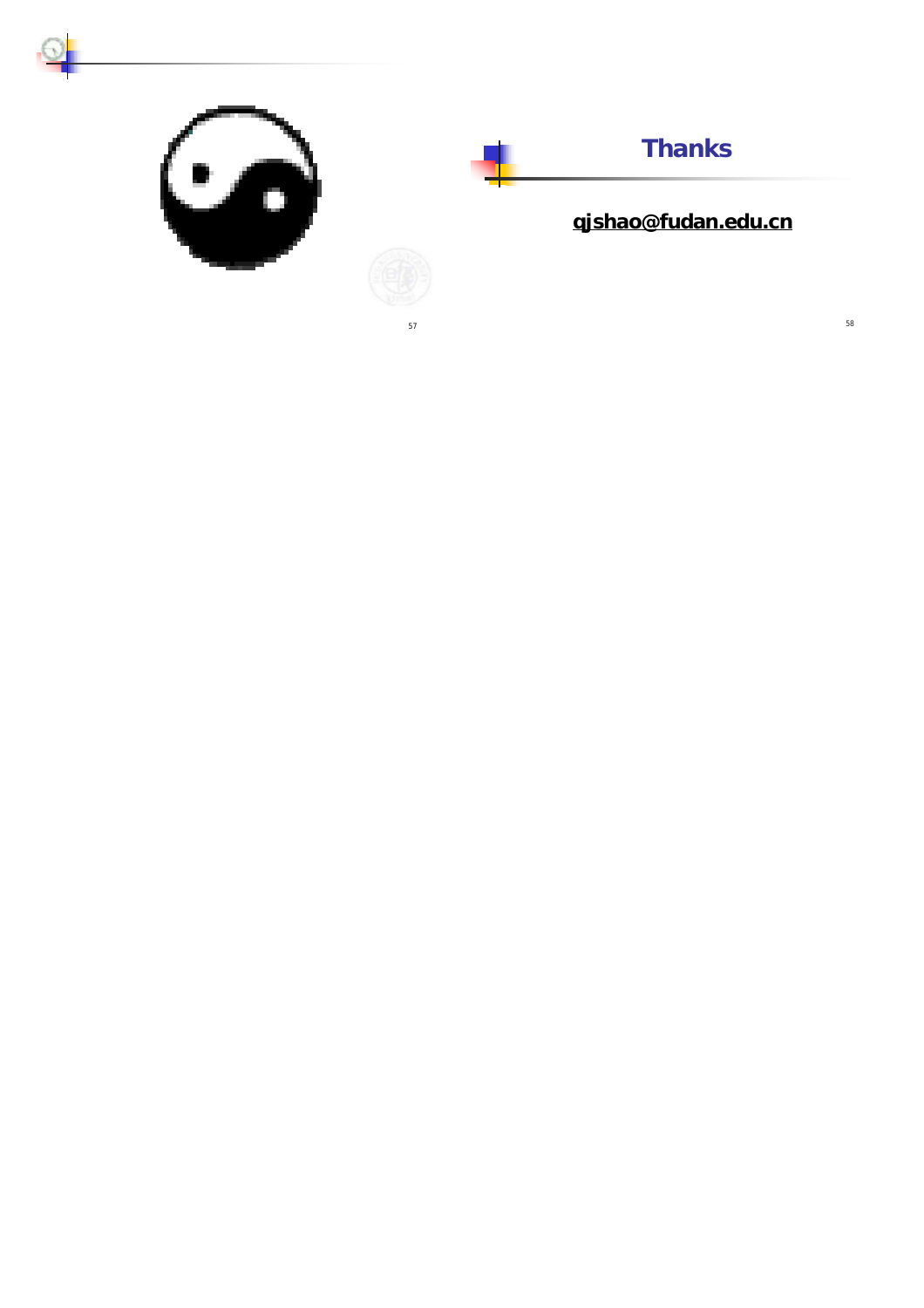## Thanks

qjshao@fudan.edu.cn